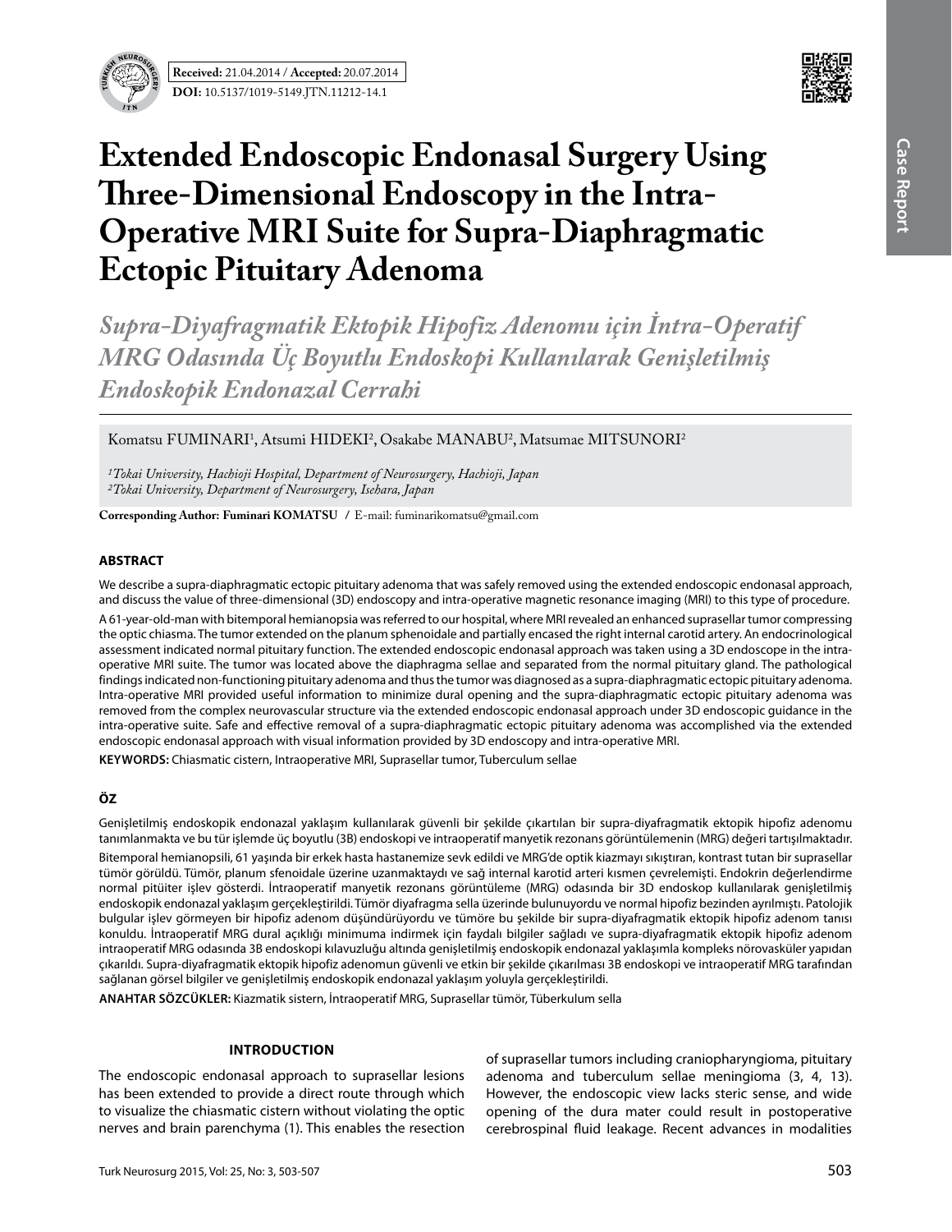**Received:** 21.04.2014 / **Accepted:** 20.07.2014

**DOI:** 10.5137/1019-5149.JTN.11212-14.1

Case Report

# Extended Endoscopic Endonasal Surgery Using Three-Dimensional Endoscopy in the Intra-Operative MRI Suite for Supra-Diaphragmatic Ectopic Pituitary Adenoma

## *Supra-Diyafragmatik Ektopik Hipofiz Adenomu için İntra-Operatif MRG Odasında Üç Boyutlu Endoskopi Kullanılarak Genişletilmiş Endoskopik Endonazal Cerrahi*

Komatsu FUMINARI[1], Atsumi HIDEKI[2], Osakabe MANABU[2], Matsumae MITSUNORI[2]

*[1]Tokai University, Hachioji Hospital, Department of Neurosurgery, Hachioji, Japan*
*[2]Tokai University, Department of Neurosurgery, Isehara, Japan*

**Corresponding Author: Fuminari KOMATSU** / E-mail: fuminarikomatsu@gmail.com

### ABSTRACT

We describe a supra-diaphragmatic ectopic pituitary adenoma that was safely removed using the extended endoscopic endonasal approach, and discuss the value of three-dimensional (3D) endoscopy and intra-operative magnetic resonance imaging (MRI) to this type of procedure.

A 61-year-old-man with bitemporal hemianopsia was referred to our hospital, where MRI revealed an enhanced suprasellar tumor compressing the optic chiasma. The tumor extended on the planum sphenoidale and partially encased the right internal carotid artery. An endocrinological assessment indicated normal pituitary function. The extended endoscopic endonasal approach was taken using a 3D endoscope in the intra-operative MRI suite. The tumor was located above the diaphragma sellae and separated from the normal pituitary gland. The pathological findings indicated non-functioning pituitary adenoma and thus the tumor was diagnosed as a supra-diaphragmatic ectopic pituitary adenoma. Intra-operative MRI provided useful information to minimize dural opening and the supra-diaphragmatic ectopic pituitary adenoma was removed from the complex neurovascular structure via the extended endoscopic endonasal approach under 3D endoscopic guidance in the intra-operative suite. Safe and effective removal of a supra-diaphragmatic ectopic pituitary adenoma was accomplished via the extended endoscopic endonasal approach with visual information provided by 3D endoscopy and intra-operative MRI.

**KEYWORDS:** Chiasmatic cistern, Intraoperative MRI, Suprasellar tumor, Tuberculum sellae

### ÖZ

Genişletilmiş endoskopik endonazal yaklaşım kullanılarak güvenli bir şekilde çıkartılan bir supra-diyafragmatik ektopik hipofiz adenomu tanımlanmakta ve bu tür işlemde üç boyutlu (3B) endoskopi ve intraoperatif manyetik rezonans görüntülemenin (MRG) değeri tartışılmaktadır.

Bitemporal hemianopsili, 61 yaşında bir erkek hasta hastanemize sevk edildi ve MRG'de optik kiazmayı sıkıştıran, kontrast tutan bir suprasellar tümör görüldü. Tümör, planum sfenoidale üzerine uzanmaktaydı ve sağ internal karotid arteri kısmen çevrelemişti. Endokrin değerlendirme normal pitüiter işlev gösterdi. İntraoperatif manyetik rezonans görüntüleme (MRG) odasında bir 3D endoskop kullanılarak genişletilmiş endoskopik endonazal yaklaşım gerçekleştirildi. Tümör diyafragma sella üzerinde bulunuyordu ve normal hipofiz bezinden ayrılmıştı. Patolojik bulgular işlev görmeyen bir hipofiz adenom düşündürüyordu ve tümöre bu şekilde bir supra-diyafragmatik ektopik hipofiz adenom tanısı konuldu. İntraoperatif MRG dural açıklığı minimuma indirmek için faydalı bilgiler sağladı ve supra-diyafragmatik ektopik hipofiz adenom intraoperatif MRG odasında 3B endoskopi kılavuzluğu altında genişletilmiş endoskopik endonazal yaklaşımla kompleks nörovasküler yapıdan çıkarıldı. Supra-diyafragmatik ektopik hipofiz adenomun güvenli ve etkin bir şekilde çıkarılması 3B endoskopi ve intraoperatif MRG tarafından sağlanan görsel bilgiler ve genişletilmiş endoskopik endonazal yaklaşım yoluyla gerçekleştirildi.

**ANAHTAR SÖZCÜKLER:** Kiazmatik sistern, İntraoperatif MRG, Suprasellar tümör, Tüberkulum sella

### INTRODUCTION

The endoscopic endonasal approach to suprasellar lesions has been extended to provide a direct route through which to visualize the chiasmatic cistern without violating the optic nerves and brain parenchyma (1). This enables the resection of suprasellar tumors including craniopharyngioma, pituitary adenoma and tuberculum sellae meningioma (3, 4, 13). However, the endoscopic view lacks steric sense, and wide opening of the dura mater could result in postoperative cerebrospinal fluid leakage. Recent advances in modalities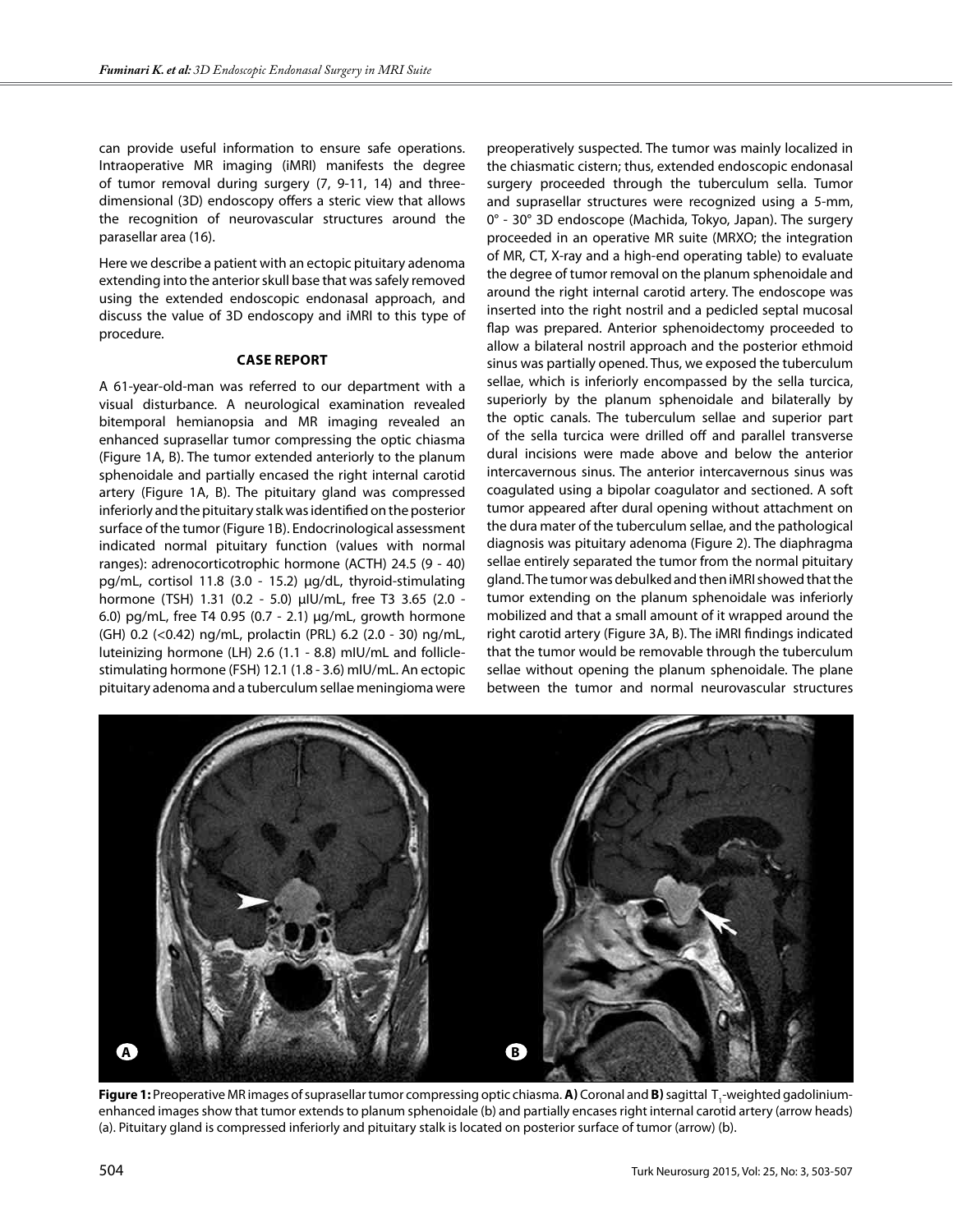can provide useful information to ensure safe operations. Intraoperative MR imaging (iMRI) manifests the degree of tumor removal during surgery (7, 9-11, 14) and three-dimensional (3D) endoscopy offers a steric view that allows the recognition of neurovascular structures around the parasellar area (16).

Here we describe a patient with an ectopic pituitary adenoma extending into the anterior skull base that was safely removed using the extended endoscopic endonasal approach, and discuss the value of 3D endoscopy and iMRI to this type of procedure.

## CASE REPORT

A 61-year-old-man was referred to our department with a visual disturbance. A neurological examination revealed bitemporal hemianopsia and MR imaging revealed an enhanced suprasellar tumor compressing the optic chiasma (Figure 1A, B). The tumor extended anteriorly to the planum sphenoidale and partially encased the right internal carotid artery (Figure 1A, B). The pituitary gland was compressed inferiorly and the pituitary stalk was identified on the posterior surface of the tumor (Figure 1B). Endocrinological assessment indicated normal pituitary function (values with normal ranges): adrenocorticotrophic hormone (ACTH) 24.5 (9 - 40) pg/mL, cortisol 11.8 (3.0 - 15.2) μg/dL, thyroid-stimulating hormone (TSH) 1.31 (0.2 - 5.0) μIU/mL, free T3 3.65 (2.0 - 6.0) pg/mL, free T4 0.95 (0.7 - 2.1) μg/mL, growth hormone (GH) 0.2 (<0.42) ng/mL, prolactin (PRL) 6.2 (2.0 - 30) ng/mL, luteinizing hormone (LH) 2.6 (1.1 - 8.8) mIU/mL and follicle-stimulating hormone (FSH) 12.1 (1.8 - 3.6) mIU/mL. An ectopic pituitary adenoma and a tuberculum sellae meningioma were preoperatively suspected. The tumor was mainly localized in the chiasmatic cistern; thus, extended endoscopic endonasal surgery proceeded through the tuberculum sella. Tumor and suprasellar structures were recognized using a 5-mm, 0° - 30° 3D endoscope (Machida, Tokyo, Japan). The surgery proceeded in an operative MR suite (MRXO; the integration of MR, CT, X-ray and a high-end operating table) to evaluate the degree of tumor removal on the planum sphenoidale and around the right internal carotid artery. The endoscope was inserted into the right nostril and a pedicled septal mucosal flap was prepared. Anterior sphenoidectomy proceeded to allow a bilateral nostril approach and the posterior ethmoid sinus was partially opened. Thus, we exposed the tuberculum sellae, which is inferiorly encompassed by the sella turcica, superiorly by the planum sphenoidale and bilaterally by the optic canals. The tuberculum sellae and superior part of the sella turcica were drilled off and parallel transverse dural incisions were made above and below the anterior intercavernous sinus. The anterior intercavernous sinus was coagulated using a bipolar coagulator and sectioned. A soft tumor appeared after dural opening without attachment on the dura mater of the tuberculum sellae, and the pathological diagnosis was pituitary adenoma (Figure 2). The diaphragma sellae entirely separated the tumor from the normal pituitary gland. The tumor was debulked and then iMRI showed that the tumor extending on the planum sphenoidale was inferiorly mobilized and that a small amount of it wrapped around the right carotid artery (Figure 3A, B). The iMRI findings indicated that the tumor would be removable through the tuberculum sellae without opening the planum sphenoidale. The plane between the tumor and normal neurovascular structures

**Figure 1:** Preoperative MR images of suprasellar tumor compressing optic chiasma. **A)** Coronal and **B)** sagittal $T_1$-weighted gadolinium-enhanced images show that tumor extends to planum sphenoidale (b) and partially encases right internal carotid artery (arrow heads) (a). Pituitary gland is compressed inferiorly and pituitary stalk is located on posterior surface of tumor (arrow) (b).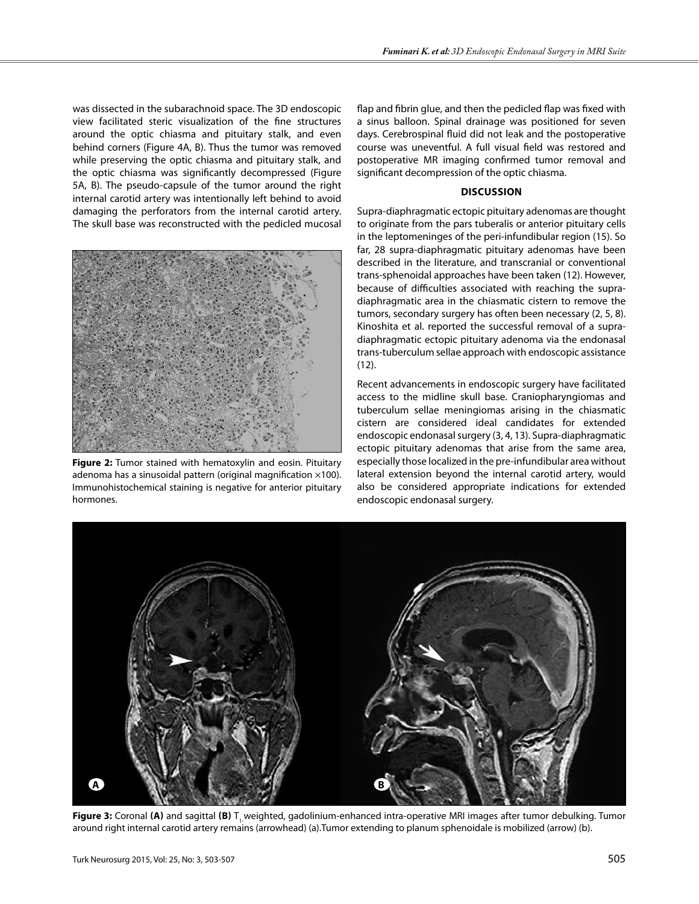was dissected in the subarachnoid space. The 3D endoscopic view facilitated steric visualization of the fine structures around the optic chiasma and pituitary stalk, and even behind corners (Figure 4A, B). Thus the tumor was removed while preserving the optic chiasma and pituitary stalk, and the optic chiasma was significantly decompressed (Figure 5A, B). The pseudo-capsule of the tumor around the right internal carotid artery was intentionally left behind to avoid damaging the perforators from the internal carotid artery. The skull base was reconstructed with the pedicled mucosal flap and fibrin glue, and then the pedicled flap was fixed with a sinus balloon. Spinal drainage was positioned for seven days. Cerebrospinal fluid did not leak and the postoperative course was uneventful. A full visual field was restored and postoperative MR imaging confirmed tumor removal and significant decompression of the optic chiasma.

**Figure 2:** Tumor stained with hematoxylin and eosin. Pituitary adenoma has a sinusoidal pattern (original magnification ×100). Immunohistochemical staining is negative for anterior pituitary hormones.

## DISCUSSION

Supra-diaphragmatic ectopic pituitary adenomas are thought to originate from the pars tuberalis or anterior pituitary cells in the leptomeninges of the peri-infundibular region (15). So far, 28 supra-diaphragmatic pituitary adenomas have been described in the literature, and transcranial or conventional trans-sphenoidal approaches have been taken (12). However, because of difficulties associated with reaching the supra-diaphragmatic area in the chiasmatic cistern to remove the tumors, secondary surgery has often been necessary (2, 5, 8). Kinoshita et al. reported the successful removal of a supra-diaphragmatic ectopic pituitary adenoma via the endonasal trans-tuberculum sellae approach with endoscopic assistance (12).

Recent advancements in endoscopic surgery have facilitated access to the midline skull base. Craniopharyngiomas and tuberculum sellae meningiomas arising in the chiasmatic cistern are considered ideal candidates for extended endoscopic endonasal surgery (3, 4, 13). Supra-diaphragmatic ectopic pituitary adenomas that arise from the same area, especially those localized in the pre-infundibular area without lateral extension beyond the internal carotid artery, would also be considered appropriate indications for extended endoscopic endonasal surgery.

**Figure 3:** Coronal **(A)** and sagittal **(B)** $T_1$-weighted, gadolinium-enhanced intra-operative MRI images after tumor debulking. Tumor around right internal carotid artery remains (arrowhead) (a).Tumor extending to planum sphenoidale is mobilized (arrow) (b).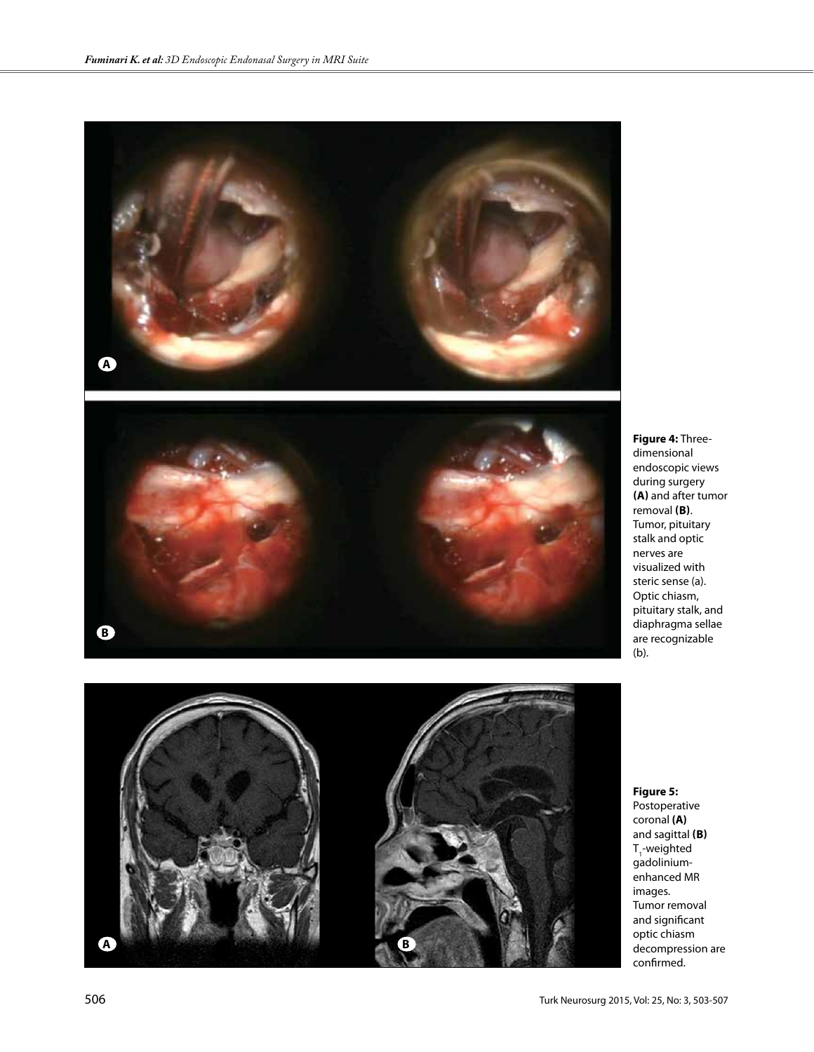**Figure 4:** Three-dimensional endoscopic views during surgery **(A)** and after tumor removal **(B)**. Tumor, pituitary stalk and optic nerves are visualized with steric sense (a). Optic chiasm, pituitary stalk, and diaphragma sellae are recognizable (b).

**Figure 5:** Postoperative coronal **(A)** and sagittal **(B)** $T_1$-weighted gadolinium-enhanced MR images. Tumor removal and significant optic chiasm decompression are confirmed.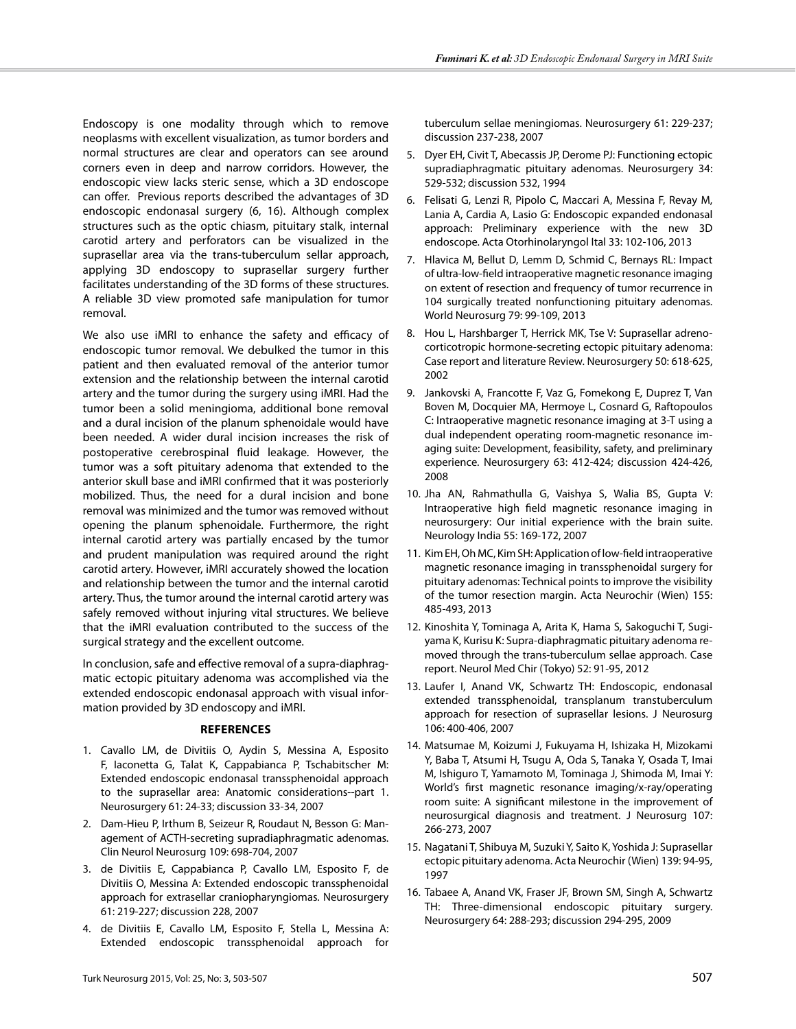Endoscopy is one modality through which to remove neoplasms with excellent visualization, as tumor borders and normal structures are clear and operators can see around corners even in deep and narrow corridors. However, the endoscopic view lacks steric sense, which a 3D endoscope can offer. Previous reports described the advantages of 3D endoscopic endonasal surgery (6, 16). Although complex structures such as the optic chiasm, pituitary stalk, internal carotid artery and perforators can be visualized in the suprasellar area via the trans-tuberculum sellar approach, applying 3D endoscopy to suprasellar surgery further facilitates understanding of the 3D forms of these structures. A reliable 3D view promoted safe manipulation for tumor removal.

We also use iMRI to enhance the safety and efficacy of endoscopic tumor removal. We debulked the tumor in this patient and then evaluated removal of the anterior tumor extension and the relationship between the internal carotid artery and the tumor during the surgery using iMRI. Had the tumor been a solid meningioma, additional bone removal and a dural incision of the planum sphenoidale would have been needed. A wider dural incision increases the risk of postoperative cerebrospinal fluid leakage. However, the tumor was a soft pituitary adenoma that extended to the anterior skull base and iMRI confirmed that it was posteriorly mobilized. Thus, the need for a dural incision and bone removal was minimized and the tumor was removed without opening the planum sphenoidale. Furthermore, the right internal carotid artery was partially encased by the tumor and prudent manipulation was required around the right carotid artery. However, iMRI accurately showed the location and relationship between the tumor and the internal carotid artery. Thus, the tumor around the internal carotid artery was safely removed without injuring vital structures. We believe that the iMRI evaluation contributed to the success of the surgical strategy and the excellent outcome.

In conclusion, safe and effective removal of a supra-diaphragmatic ectopic pituitary adenoma was accomplished via the extended endoscopic endonasal approach with visual information provided by 3D endoscopy and iMRI.

## REFERENCES

1. Cavallo LM, de Divitiis O, Aydin S, Messina A, Esposito F, Iaconetta G, Talat K, Cappabianca P, Tschabitscher M: Extended endoscopic endonasal transsphenoidal approach to the suprasellar area: Anatomic considerations--part 1. Neurosurgery 61: 24-33; discussion 33-34, 2007
2. Dam-Hieu P, Irthum B, Seizeur R, Roudaut N, Besson G: Management of ACTH-secreting supradiaphragmatic adenomas. Clin Neurol Neurosurg 109: 698-704, 2007
3. de Divitiis E, Cappabianca P, Cavallo LM, Esposito F, de Divitiis O, Messina A: Extended endoscopic transsphenoidal approach for extrasellar craniopharyngiomas. Neurosurgery 61: 219-227; discussion 228, 2007
4. de Divitiis E, Cavallo LM, Esposito F, Stella L, Messina A: Extended endoscopic transsphenoidal approach for tuberculum sellae meningiomas. Neurosurgery 61: 229-237; discussion 237-238, 2007
5. Dyer EH, Civit T, Abecassis JP, Derome PJ: Functioning ectopic supradiaphragmatic pituitary adenomas. Neurosurgery 34: 529-532; discussion 532, 1994
6. Felisati G, Lenzi R, Pipolo C, Maccari A, Messina F, Revay M, Lania A, Cardia A, Lasio G: Endoscopic expanded endonasal approach: Preliminary experience with the new 3D endoscope. Acta Otorhinolaryngol Ital 33: 102-106, 2013
7. Hlavica M, Bellut D, Lemm D, Schmid C, Bernays RL: Impact of ultra-low-field intraoperative magnetic resonance imaging on extent of resection and frequency of tumor recurrence in 104 surgically treated nonfunctioning pituitary adenomas. World Neurosurg 79: 99-109, 2013
8. Hou L, Harshbarger T, Herrick MK, Tse V: Suprasellar adrenocorticotropic hormone-secreting ectopic pituitary adenoma: Case report and literature Review. Neurosurgery 50: 618-625, 2002
9. Jankovski A, Francotte F, Vaz G, Fomekong E, Duprez T, Van Boven M, Docquier MA, Hermoye L, Cosnard G, Raftopoulos C: Intraoperative magnetic resonance imaging at 3-T using a dual independent operating room-magnetic resonance imaging suite: Development, feasibility, safety, and preliminary experience. Neurosurgery 63: 412-424; discussion 424-426, 2008
10. Jha AN, Rahmathulla G, Vaishya S, Walia BS, Gupta V: Intraoperative high field magnetic resonance imaging in neurosurgery: Our initial experience with the brain suite. Neurology India 55: 169-172, 2007
11. Kim EH, Oh MC, Kim SH: Application of low-field intraoperative magnetic resonance imaging in transsphenoidal surgery for pituitary adenomas: Technical points to improve the visibility of the tumor resection margin. Acta Neurochir (Wien) 155: 485-493, 2013
12. Kinoshita Y, Tominaga A, Arita K, Hama S, Sakoguchi T, Sugiyama K, Kurisu K: Supra-diaphragmatic pituitary adenoma removed through the trans-tuberculum sellae approach. Case report. Neurol Med Chir (Tokyo) 52: 91-95, 2012
13. Laufer I, Anand VK, Schwartz TH: Endoscopic, endonasal extended transsphenoidal, transplanum transtuberculum approach for resection of suprasellar lesions. J Neurosurg 106: 400-406, 2007
14. Matsumae M, Koizumi J, Fukuyama H, Ishizaka H, Mizokami Y, Baba T, Atsumi H, Tsugu A, Oda S, Tanaka Y, Osada T, Imai M, Ishiguro T, Yamamoto M, Tominaga J, Shimoda M, Imai Y: World's first magnetic resonance imaging/x-ray/operating room suite: A significant milestone in the improvement of neurosurgical diagnosis and treatment. J Neurosurg 107: 266-273, 2007
15. Nagatani T, Shibuya M, Suzuki Y, Saito K, Yoshida J: Suprasellar ectopic pituitary adenoma. Acta Neurochir (Wien) 139: 94-95, 1997
16. Tabaee A, Anand VK, Fraser JF, Brown SM, Singh A, Schwartz TH: Three-dimensional endoscopic pituitary surgery. Neurosurgery 64: 288-293; discussion 294-295, 2009